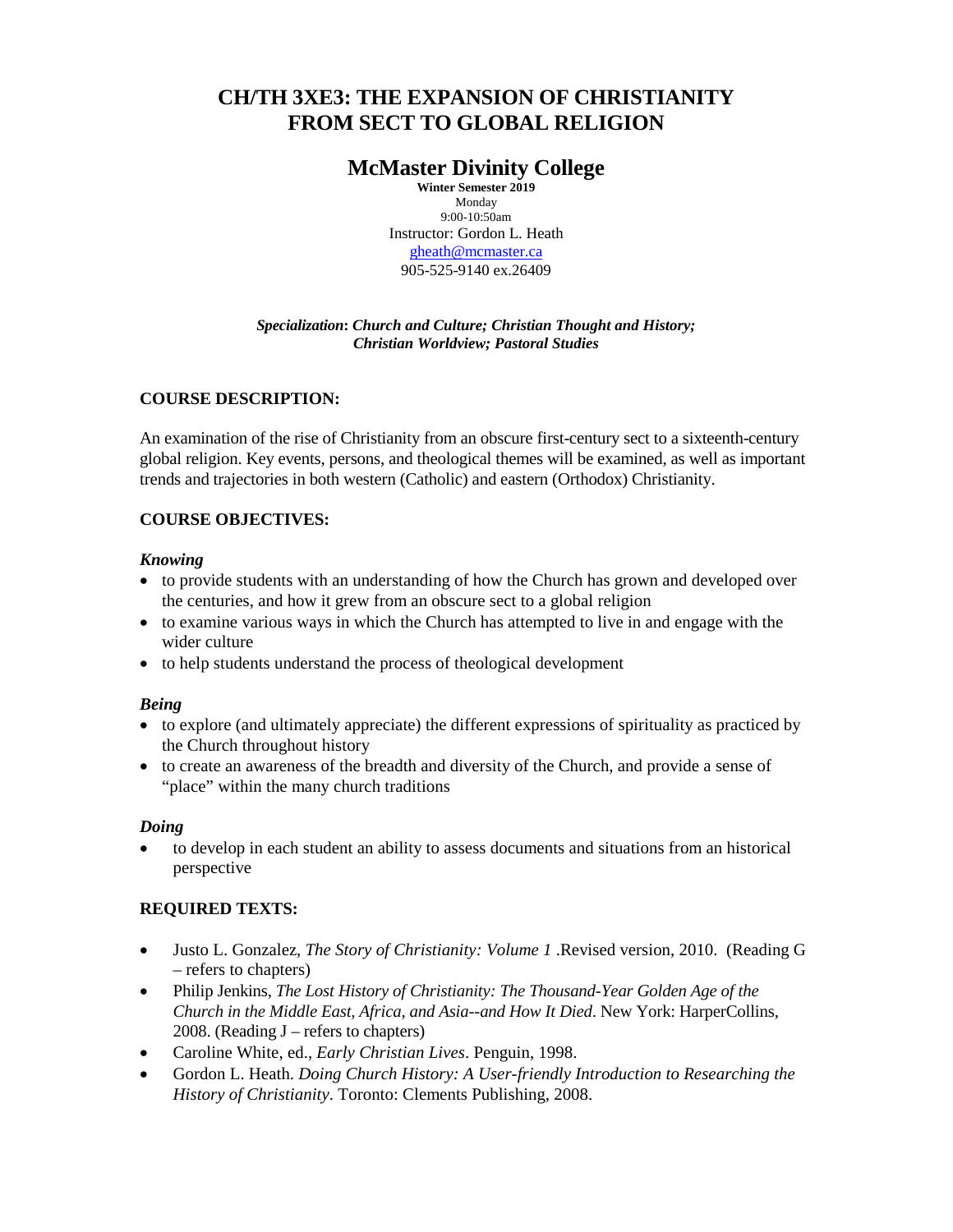# CH/TH 3XE3: THE EXPANSION OF CHRISTIANITY FROM SECT TO GLOBAL RELIGION

## McMaster Divinity College

**Winter Semester 2019**
Monday
9:00-10:50am
Instructor: Gordon L. Heath
gheath@mcmaster.ca
905-525-9140 ex.26409

***Specialization*: *Church and Culture; Christian Thought and History; Christian Worldview; Pastoral Studies***

### COURSE DESCRIPTION:

An examination of the rise of Christianity from an obscure first-century sect to a sixteenth-century global religion. Key events, persons, and theological themes will be examined, as well as important trends and trajectories in both western (Catholic) and eastern (Orthodox) Christianity.

### COURSE OBJECTIVES:

***Knowing***

- to provide students with an understanding of how the Church has grown and developed over the centuries, and how it grew from an obscure sect to a global religion
- to examine various ways in which the Church has attempted to live in and engage with the wider culture
- to help students understand the process of theological development

***Being***

- to explore (and ultimately appreciate) the different expressions of spirituality as practiced by the Church throughout history
- to create an awareness of the breadth and diversity of the Church, and provide a sense of "place" within the many church traditions

***Doing***

- to develop in each student an ability to assess documents and situations from an historical perspective

### REQUIRED TEXTS:

- Justo L. Gonzalez, *The Story of Christianity: Volume 1* .Revised version, 2010. (Reading G – refers to chapters)
- Philip Jenkins, *The Lost History of Christianity: The Thousand-Year Golden Age of the Church in the Middle East, Africa, and Asia--and How It Died*. New York: HarperCollins, 2008. (Reading J – refers to chapters)
- Caroline White, ed., *Early Christian Lives*. Penguin, 1998.
- Gordon L. Heath. *Doing Church History: A User-friendly Introduction to Researching the History of Christianity*. Toronto: Clements Publishing, 2008.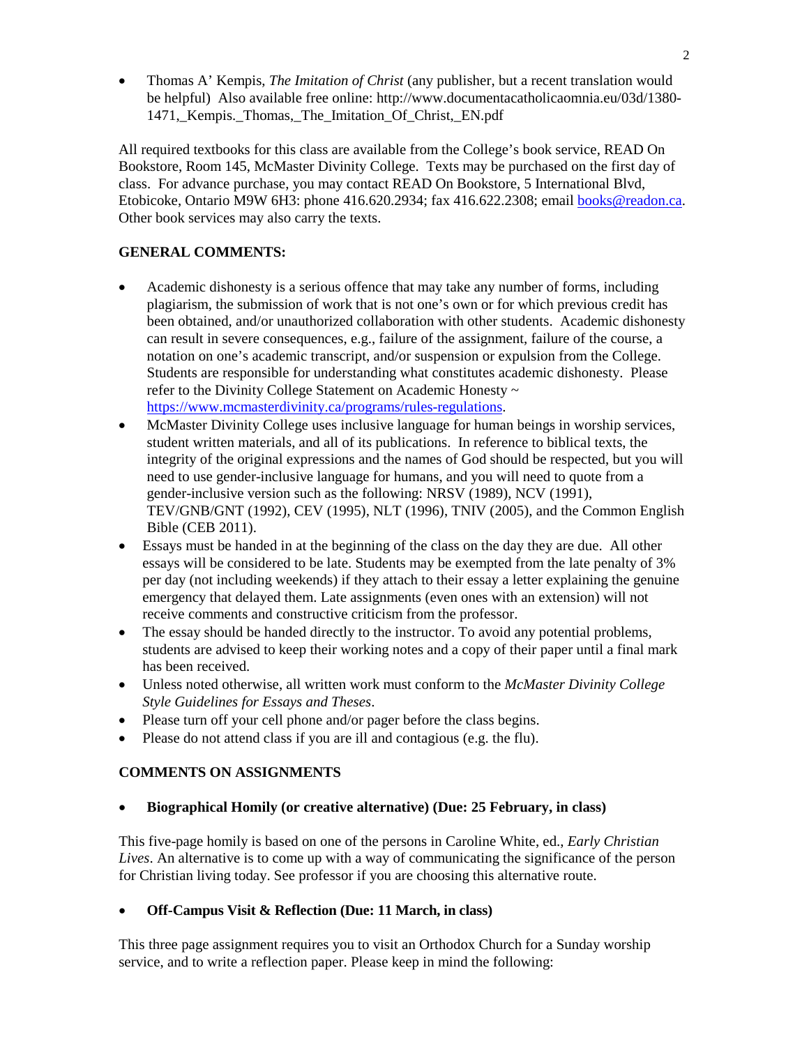- Thomas A' Kempis, *The Imitation of Christ* (any publisher, but a recent translation would be helpful) Also available free online: http://www.documentacatholicaomnia.eu/03d/1380-1471,_Kempis._Thomas,_The_Imitation_Of_Christ,_EN.pdf

All required textbooks for this class are available from the College's book service, READ On Bookstore, Room 145, McMaster Divinity College. Texts may be purchased on the first day of class. For advance purchase, you may contact READ On Bookstore, 5 International Blvd, Etobicoke, Ontario M9W 6H3: phone 416.620.2934; fax 416.622.2308; email books@readon.ca. Other book services may also carry the texts.

**GENERAL COMMENTS:**

- Academic dishonesty is a serious offence that may take any number of forms, including plagiarism, the submission of work that is not one's own or for which previous credit has been obtained, and/or unauthorized collaboration with other students. Academic dishonesty can result in severe consequences, e.g., failure of the assignment, failure of the course, a notation on one's academic transcript, and/or suspension or expulsion from the College. Students are responsible for understanding what constitutes academic dishonesty. Please refer to the Divinity College Statement on Academic Honesty ~ https://www.mcmasterdivinity.ca/programs/rules-regulations.
- McMaster Divinity College uses inclusive language for human beings in worship services, student written materials, and all of its publications. In reference to biblical texts, the integrity of the original expressions and the names of God should be respected, but you will need to use gender-inclusive language for humans, and you will need to quote from a gender-inclusive version such as the following: NRSV (1989), NCV (1991), TEV/GNB/GNT (1992), CEV (1995), NLT (1996), TNIV (2005), and the Common English Bible (CEB 2011).
- Essays must be handed in at the beginning of the class on the day they are due. All other essays will be considered to be late. Students may be exempted from the late penalty of 3% per day (not including weekends) if they attach to their essay a letter explaining the genuine emergency that delayed them. Late assignments (even ones with an extension) will not receive comments and constructive criticism from the professor.
- The essay should be handed directly to the instructor. To avoid any potential problems, students are advised to keep their working notes and a copy of their paper until a final mark has been received.
- Unless noted otherwise, all written work must conform to the *McMaster Divinity College Style Guidelines for Essays and Theses*.
- Please turn off your cell phone and/or pager before the class begins.
- Please do not attend class if you are ill and contagious (e.g. the flu).

**COMMENTS ON ASSIGNMENTS**

- **Biographical Homily (or creative alternative) (Due: 25 February, in class)**

This five-page homily is based on one of the persons in Caroline White, ed., *Early Christian Lives*. An alternative is to come up with a way of communicating the significance of the person for Christian living today. See professor if you are choosing this alternative route.

- **Off-Campus Visit & Reflection (Due: 11 March, in class)**

This three page assignment requires you to visit an Orthodox Church for a Sunday worship service, and to write a reflection paper. Please keep in mind the following: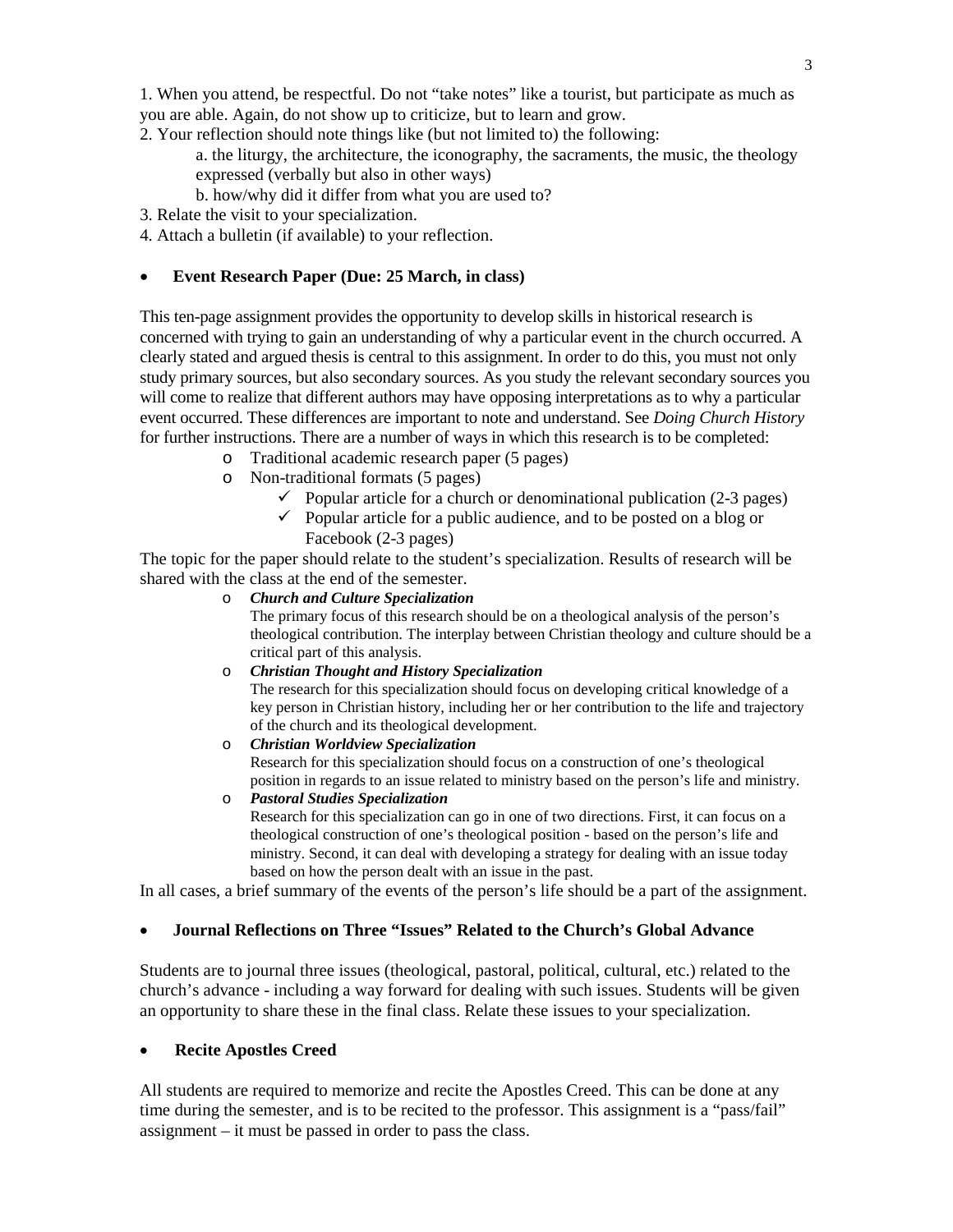1. When you attend, be respectful. Do not "take notes" like a tourist, but participate as much as you are able. Again, do not show up to criticize, but to learn and grow.
2. Your reflection should note things like (but not limited to) the following:
    a. the liturgy, the architecture, the iconography, the sacraments, the music, the theology expressed (verbally but also in other ways)
    b. how/why did it differ from what you are used to?
3. Relate the visit to your specialization.
4. Attach a bulletin (if available) to your reflection.

- **Event Research Paper (Due: 25 March, in class)**

This ten-page assignment provides the opportunity to develop skills in historical research is concerned with trying to gain an understanding of why a particular event in the church occurred. A clearly stated and argued thesis is central to this assignment. In order to do this, you must not only study primary sources, but also secondary sources. As you study the relevant secondary sources you will come to realize that different authors may have opposing interpretations as to why a particular event occurred. These differences are important to note and understand. See *Doing Church History* for further instructions. There are a number of ways in which this research is to be completed:

- Traditional academic research paper (5 pages)
- Non-traditional formats (5 pages)
    - ✓ Popular article for a church or denominational publication (2-3 pages)
    - ✓ Popular article for a public audience, and to be posted on a blog or Facebook (2-3 pages)

The topic for the paper should relate to the student's specialization. Results of research will be shared with the class at the end of the semester.

- ***Church and Culture Specialization***
  The primary focus of this research should be on a theological analysis of the person's theological contribution. The interplay between Christian theology and culture should be a critical part of this analysis.
- ***Christian Thought and History Specialization***
  The research for this specialization should focus on developing critical knowledge of a key person in Christian history, including her or her contribution to the life and trajectory of the church and its theological development.
- ***Christian Worldview Specialization***
  Research for this specialization should focus on a construction of one's theological position in regards to an issue related to ministry based on the person's life and ministry.
- ***Pastoral Studies Specialization***
  Research for this specialization can go in one of two directions. First, it can focus on a theological construction of one's theological position - based on the person's life and ministry. Second, it can deal with developing a strategy for dealing with an issue today based on how the person dealt with an issue in the past.

In all cases, a brief summary of the events of the person's life should be a part of the assignment.

- **Journal Reflections on Three "Issues" Related to the Church's Global Advance**

Students are to journal three issues (theological, pastoral, political, cultural, etc.) related to the church's advance - including a way forward for dealing with such issues. Students will be given an opportunity to share these in the final class. Relate these issues to your specialization.

- **Recite Apostles Creed**

All students are required to memorize and recite the Apostles Creed. This can be done at any time during the semester, and is to be recited to the professor. This assignment is a "pass/fail" assignment – it must be passed in order to pass the class.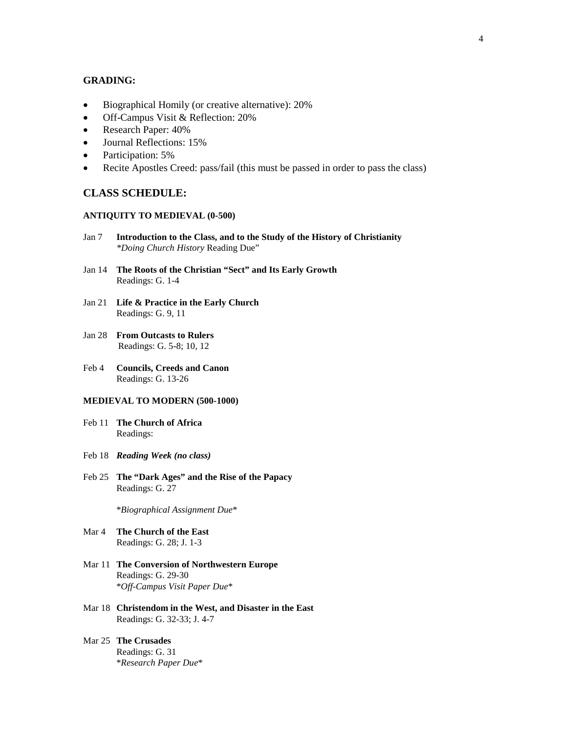**GRADING:**

- Biographical Homily (or creative alternative): 20%
- Off-Campus Visit & Reflection: 20%
- Research Paper: 40%
- Journal Reflections: 15%
- Participation: 5%
- Recite Apostles Creed: pass/fail (this must be passed in order to pass the class)

## CLASS SCHEDULE:

### ANTIQUITY TO MEDIEVAL (0-500)

Jan 7 **Introduction to the Class, and to the Study of the History of Christianity**
*\*Doing Church History* Reading Due"

Jan 14 **The Roots of the Christian "Sect" and Its Early Growth**
Readings: G. 1-4

Jan 21 **Life & Practice in the Early Church**
Readings: G. 9, 11

Jan 28 **From Outcasts to Rulers**
Readings: G. 5-8; 10, 12

Feb 4 **Councils, Creeds and Canon**
Readings: G. 13-26

### MEDIEVAL TO MODERN (500-1000)

Feb 11 **The Church of Africa**
Readings:

Feb 18 ***Reading Week (no class)***

Feb 25 **The "Dark Ages" and the Rise of the Papacy**
Readings: G. 27

\**Biographical Assignment Due*\*

Mar 4 **The Church of the East**
Readings: G. 28; J. 1-3

Mar 11 **The Conversion of Northwestern Europe**
Readings: G. 29-30
\**Off-Campus Visit Paper Due*\*

Mar 18 **Christendom in the West, and Disaster in the East**
Readings: G. 32-33; J. 4-7

Mar 25 **The Crusades**
Readings: G. 31
\**Research Paper Due*\*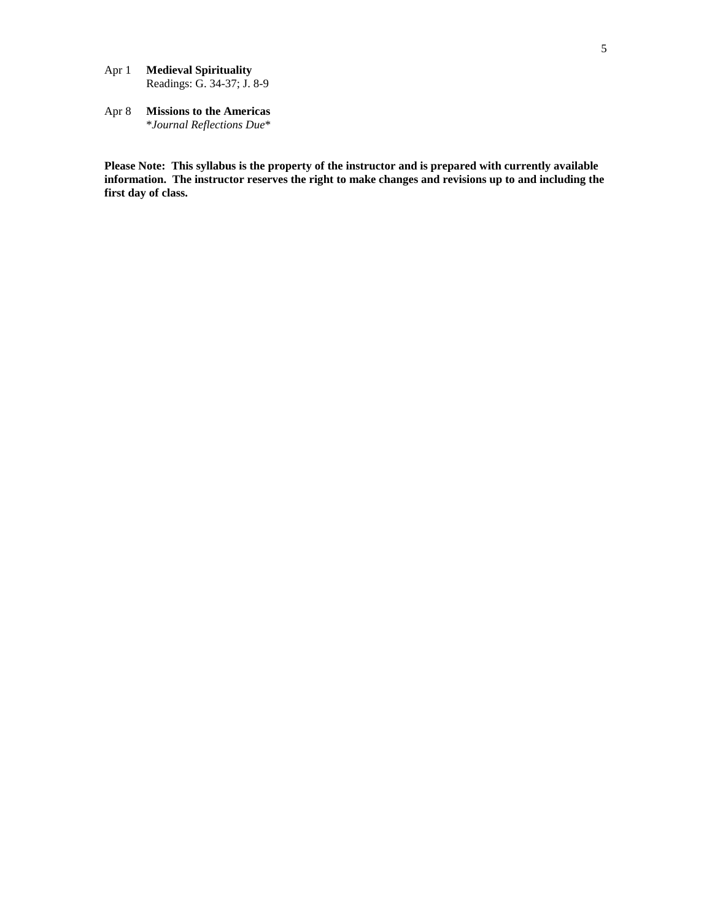Apr 1 **Medieval Spirituality**
Readings: G. 34-37; J. 8-9

Apr 8 **Missions to the Americas**
*Journal Reflections Due*

**Please Note: This syllabus is the property of the instructor and is prepared with currently available information. The instructor reserves the right to make changes and revisions up to and including the first day of class.**